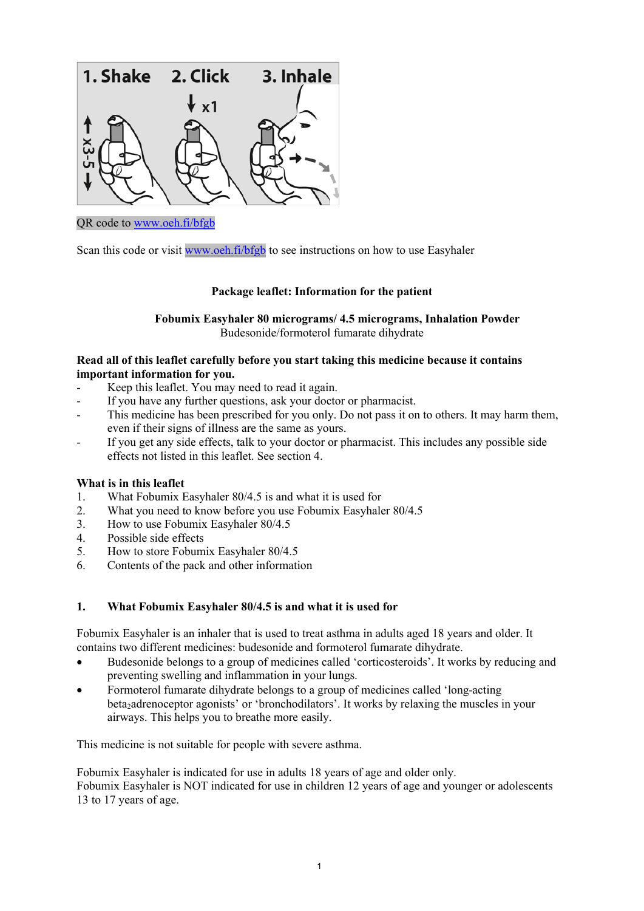QR code to www.oeh.fi/bfgb

Scan this code or visit www.oeh.fi/bfgb to see instructions on how to use Easyhaler

**Package leaflet: Information for the patient**

**Fobumix Easyhaler 80 micrograms/ 4.5 micrograms, Inhalation Powder**
Budesonide/formoterol fumarate dihydrate

**Read all of this leaflet carefully before you start taking this medicine because it contains important information for you.**

- Keep this leaflet. You may need to read it again.
- If you have any further questions, ask your doctor or pharmacist.
- This medicine has been prescribed for you only. Do not pass it on to others. It may harm them, even if their signs of illness are the same as yours.
- If you get any side effects, talk to your doctor or pharmacist. This includes any possible side effects not listed in this leaflet. See section 4.

**What is in this leaflet**

1. What Fobumix Easyhaler 80/4.5 is and what it is used for
2. What you need to know before you use Fobumix Easyhaler 80/4.5
3. How to use Fobumix Easyhaler 80/4.5
4. Possible side effects
5. How to store Fobumix Easyhaler 80/4.5
6. Contents of the pack and other information

## 1. What Fobumix Easyhaler 80/4.5 is and what it is used for

Fobumix Easyhaler is an inhaler that is used to treat asthma in adults aged 18 years and older. It contains two different medicines: budesonide and formoterol fumarate dihydrate.

- Budesonide belongs to a group of medicines called 'corticosteroids'. It works by reducing and preventing swelling and inflammation in your lungs.
- Formoterol fumarate dihydrate belongs to a group of medicines called 'long-acting beta$_2$adrenoceptor agonists' or 'bronchodilators'. It works by relaxing the muscles in your airways. This helps you to breathe more easily.

This medicine is not suitable for people with severe asthma.

Fobumix Easyhaler is indicated for use in adults 18 years of age and older only.
Fobumix Easyhaler is NOT indicated for use in children 12 years of age and younger or adolescents 13 to 17 years of age.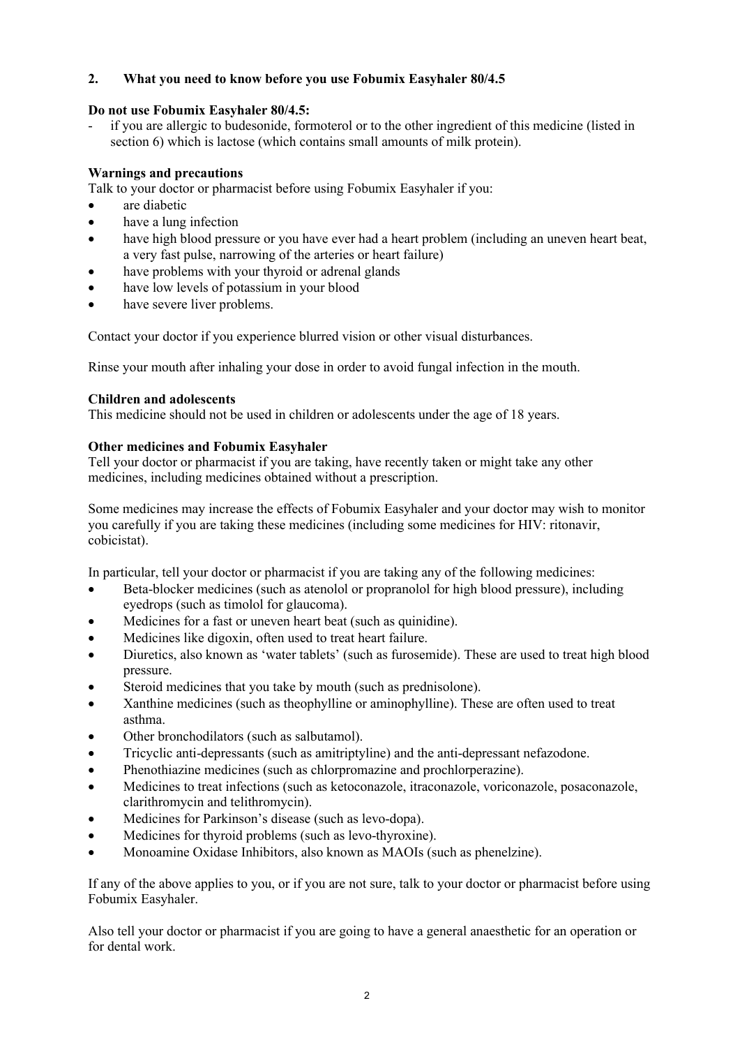## 2. What you need to know before you use Fobumix Easyhaler 80/4.5

**Do not use Fobumix Easyhaler 80/4.5:**

- if you are allergic to budesonide, formoterol or to the other ingredient of this medicine (listed in section 6) which is lactose (which contains small amounts of milk protein).

**Warnings and precautions**

Talk to your doctor or pharmacist before using Fobumix Easyhaler if you:

- are diabetic
- have a lung infection
- have high blood pressure or you have ever had a heart problem (including an uneven heart beat, a very fast pulse, narrowing of the arteries or heart failure)
- have problems with your thyroid or adrenal glands
- have low levels of potassium in your blood
- have severe liver problems.

Contact your doctor if you experience blurred vision or other visual disturbances.

Rinse your mouth after inhaling your dose in order to avoid fungal infection in the mouth.

**Children and adolescents**

This medicine should not be used in children or adolescents under the age of 18 years.

**Other medicines and Fobumix Easyhaler**

Tell your doctor or pharmacist if you are taking, have recently taken or might take any other medicines, including medicines obtained without a prescription.

Some medicines may increase the effects of Fobumix Easyhaler and your doctor may wish to monitor you carefully if you are taking these medicines (including some medicines for HIV: ritonavir, cobicistat).

In particular, tell your doctor or pharmacist if you are taking any of the following medicines:

- Beta-blocker medicines (such as atenolol or propranolol for high blood pressure), including eyedrops (such as timolol for glaucoma).
- Medicines for a fast or uneven heart beat (such as quinidine).
- Medicines like digoxin, often used to treat heart failure.
- Diuretics, also known as 'water tablets' (such as furosemide). These are used to treat high blood pressure.
- Steroid medicines that you take by mouth (such as prednisolone).
- Xanthine medicines (such as theophylline or aminophylline). These are often used to treat asthma.
- Other bronchodilators (such as salbutamol).
- Tricyclic anti-depressants (such as amitriptyline) and the anti-depressant nefazodone.
- Phenothiazine medicines (such as chlorpromazine and prochlorperazine).
- Medicines to treat infections (such as ketoconazole, itraconazole, voriconazole, posaconazole, clarithromycin and telithromycin).
- Medicines for Parkinson's disease (such as levo-dopa).
- Medicines for thyroid problems (such as levo-thyroxine).
- Monoamine Oxidase Inhibitors, also known as MAOIs (such as phenelzine).

If any of the above applies to you, or if you are not sure, talk to your doctor or pharmacist before using Fobumix Easyhaler.

Also tell your doctor or pharmacist if you are going to have a general anaesthetic for an operation or for dental work.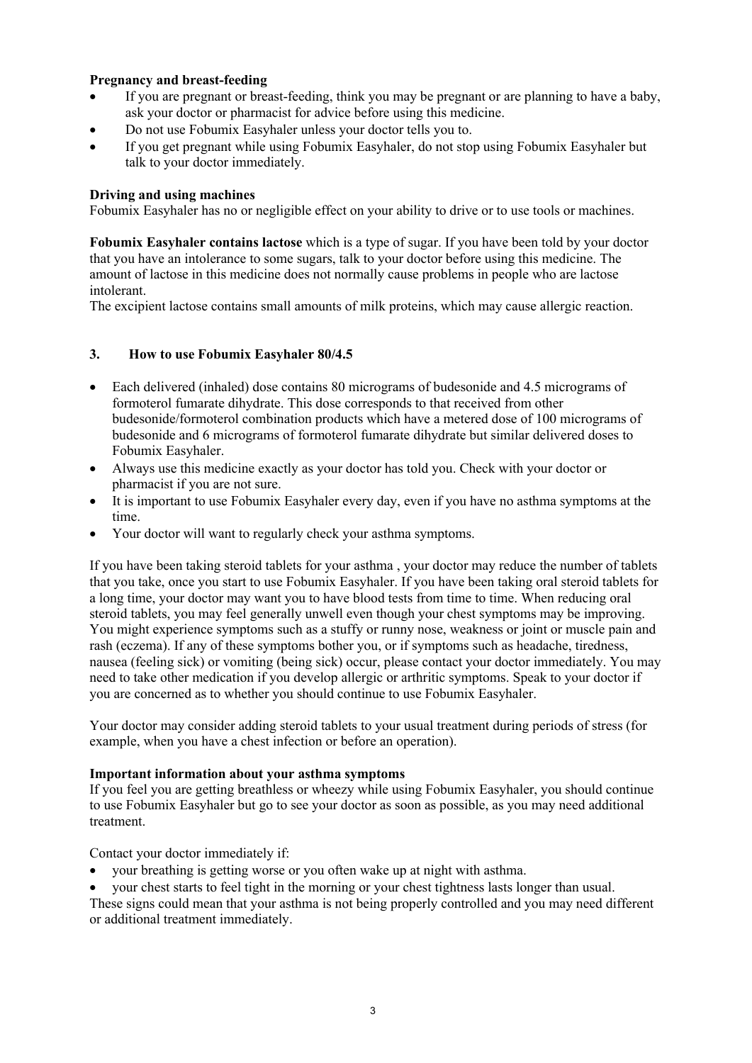**Pregnancy and breast-feeding**

- If you are pregnant or breast-feeding, think you may be pregnant or are planning to have a baby, ask your doctor or pharmacist for advice before using this medicine.
- Do not use Fobumix Easyhaler unless your doctor tells you to.
- If you get pregnant while using Fobumix Easyhaler, do not stop using Fobumix Easyhaler but talk to your doctor immediately.

**Driving and using machines**

Fobumix Easyhaler has no or negligible effect on your ability to drive or to use tools or machines.

**Fobumix Easyhaler contains lactose** which is a type of sugar. If you have been told by your doctor that you have an intolerance to some sugars, talk to your doctor before using this medicine. The amount of lactose in this medicine does not normally cause problems in people who are lactose intolerant.

The excipient lactose contains small amounts of milk proteins, which may cause allergic reaction.

## 3. How to use Fobumix Easyhaler 80/4.5

- Each delivered (inhaled) dose contains 80 micrograms of budesonide and 4.5 micrograms of formoterol fumarate dihydrate. This dose corresponds to that received from other budesonide/formoterol combination products which have a metered dose of 100 micrograms of budesonide and 6 micrograms of formoterol fumarate dihydrate but similar delivered doses to Fobumix Easyhaler.
- Always use this medicine exactly as your doctor has told you. Check with your doctor or pharmacist if you are not sure.
- It is important to use Fobumix Easyhaler every day, even if you have no asthma symptoms at the time.
- Your doctor will want to regularly check your asthma symptoms.

If you have been taking steroid tablets for your asthma , your doctor may reduce the number of tablets that you take, once you start to use Fobumix Easyhaler. If you have been taking oral steroid tablets for a long time, your doctor may want you to have blood tests from time to time. When reducing oral steroid tablets, you may feel generally unwell even though your chest symptoms may be improving. You might experience symptoms such as a stuffy or runny nose, weakness or joint or muscle pain and rash (eczema). If any of these symptoms bother you, or if symptoms such as headache, tiredness, nausea (feeling sick) or vomiting (being sick) occur, please contact your doctor immediately. You may need to take other medication if you develop allergic or arthritic symptoms. Speak to your doctor if you are concerned as to whether you should continue to use Fobumix Easyhaler.

Your doctor may consider adding steroid tablets to your usual treatment during periods of stress (for example, when you have a chest infection or before an operation).

**Important information about your asthma symptoms**

If you feel you are getting breathless or wheezy while using Fobumix Easyhaler, you should continue to use Fobumix Easyhaler but go to see your doctor as soon as possible, as you may need additional treatment.

Contact your doctor immediately if:

- your breathing is getting worse or you often wake up at night with asthma.
- your chest starts to feel tight in the morning or your chest tightness lasts longer than usual.

These signs could mean that your asthma is not being properly controlled and you may need different or additional treatment immediately.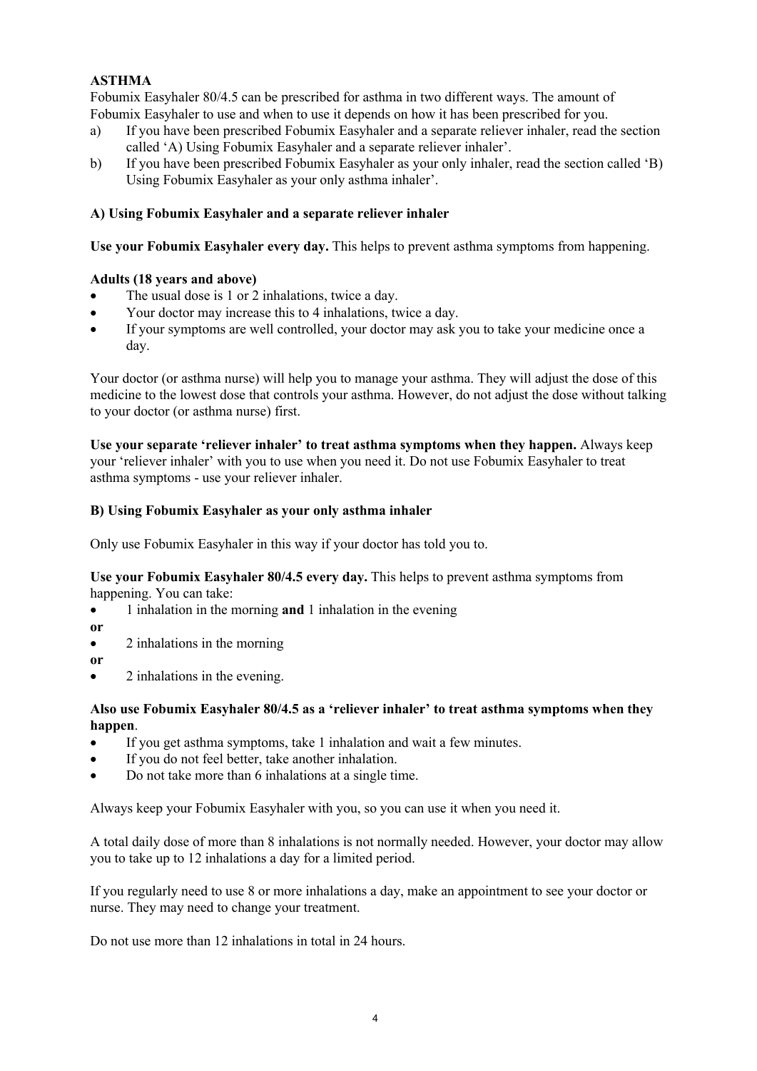**ASTHMA**

Fobumix Easyhaler 80/4.5 can be prescribed for asthma in two different ways. The amount of Fobumix Easyhaler to use and when to use it depends on how it has been prescribed for you.

a) If you have been prescribed Fobumix Easyhaler and a separate reliever inhaler, read the section called 'A) Using Fobumix Easyhaler and a separate reliever inhaler'.
b) If you have been prescribed Fobumix Easyhaler as your only inhaler, read the section called 'B) Using Fobumix Easyhaler as your only asthma inhaler'.

**A) Using Fobumix Easyhaler and a separate reliever inhaler**

**Use your Fobumix Easyhaler every day.** This helps to prevent asthma symptoms from happening.

**Adults (18 years and above)**

- The usual dose is 1 or 2 inhalations, twice a day.
- Your doctor may increase this to 4 inhalations, twice a day.
- If your symptoms are well controlled, your doctor may ask you to take your medicine once a day.

Your doctor (or asthma nurse) will help you to manage your asthma. They will adjust the dose of this medicine to the lowest dose that controls your asthma. However, do not adjust the dose without talking to your doctor (or asthma nurse) first.

**Use your separate 'reliever inhaler' to treat asthma symptoms when they happen.** Always keep your 'reliever inhaler' with you to use when you need it. Do not use Fobumix Easyhaler to treat asthma symptoms - use your reliever inhaler.

**B) Using Fobumix Easyhaler as your only asthma inhaler**

Only use Fobumix Easyhaler in this way if your doctor has told you to.

**Use your Fobumix Easyhaler 80/4.5 every day.** This helps to prevent asthma symptoms from happening. You can take:

- 1 inhalation in the morning **and** 1 inhalation in the evening

**or**

- 2 inhalations in the morning

**or**

- 2 inhalations in the evening.

**Also use Fobumix Easyhaler 80/4.5 as a 'reliever inhaler' to treat asthma symptoms when they happen**.

- If you get asthma symptoms, take 1 inhalation and wait a few minutes.
- If you do not feel better, take another inhalation.
- Do not take more than 6 inhalations at a single time.

Always keep your Fobumix Easyhaler with you, so you can use it when you need it.

A total daily dose of more than 8 inhalations is not normally needed. However, your doctor may allow you to take up to 12 inhalations a day for a limited period.

If you regularly need to use 8 or more inhalations a day, make an appointment to see your doctor or nurse. They may need to change your treatment.

Do not use more than 12 inhalations in total in 24 hours.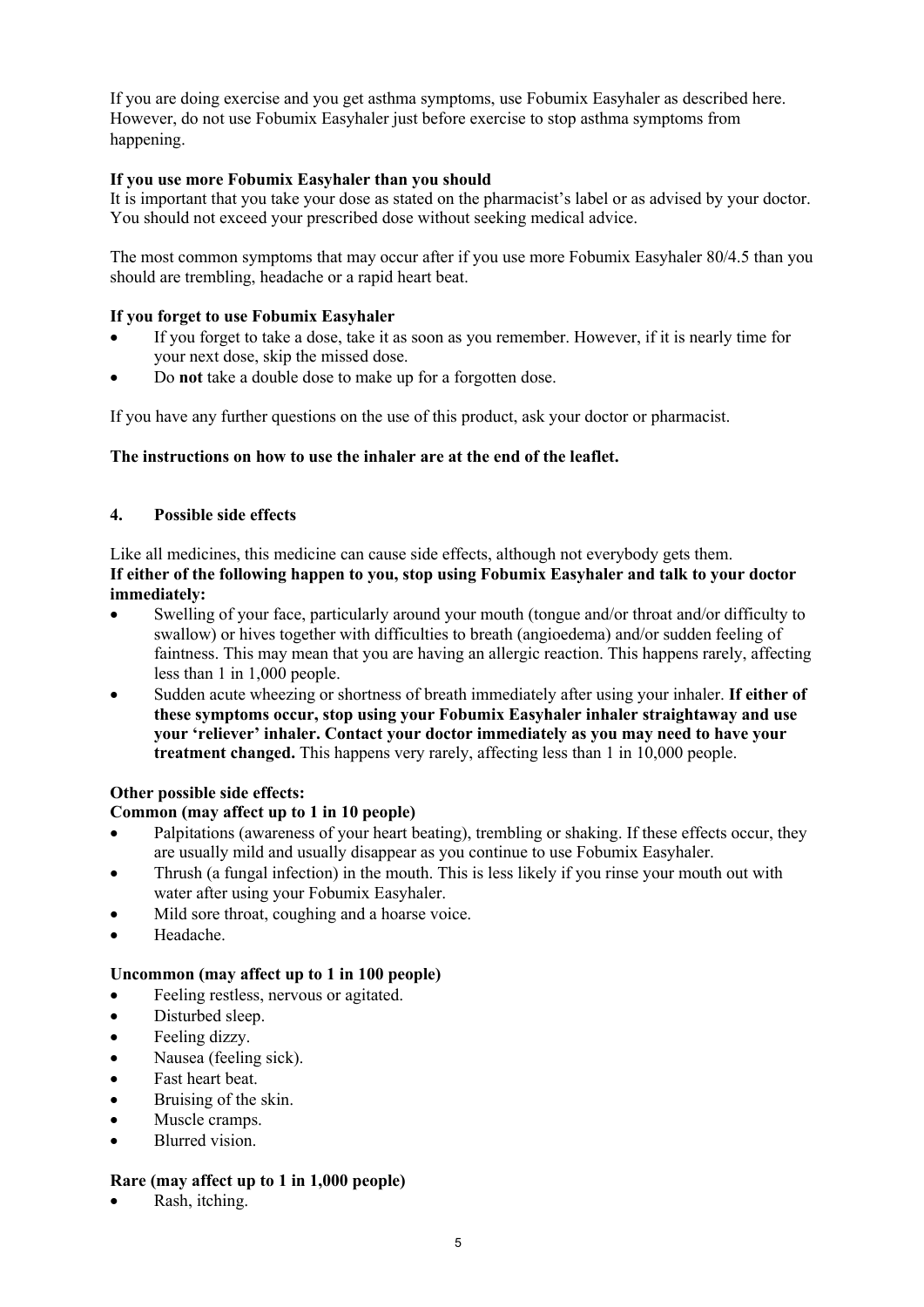If you are doing exercise and you get asthma symptoms, use Fobumix Easyhaler as described here. However, do not use Fobumix Easyhaler just before exercise to stop asthma symptoms from happening.

**If you use more Fobumix Easyhaler than you should**

It is important that you take your dose as stated on the pharmacist's label or as advised by your doctor. You should not exceed your prescribed dose without seeking medical advice.

The most common symptoms that may occur after if you use more Fobumix Easyhaler 80/4.5 than you should are trembling, headache or a rapid heart beat.

**If you forget to use Fobumix Easyhaler**

- If you forget to take a dose, take it as soon as you remember. However, if it is nearly time for your next dose, skip the missed dose.
- Do **not** take a double dose to make up for a forgotten dose.

If you have any further questions on the use of this product, ask your doctor or pharmacist.

**The instructions on how to use the inhaler are at the end of the leaflet.**

## 4. Possible side effects

Like all medicines, this medicine can cause side effects, although not everybody gets them.

**If either of the following happen to you, stop using Fobumix Easyhaler and talk to your doctor immediately:**

- Swelling of your face, particularly around your mouth (tongue and/or throat and/or difficulty to swallow) or hives together with difficulties to breath (angioedema) and/or sudden feeling of faintness. This may mean that you are having an allergic reaction. This happens rarely, affecting less than 1 in 1,000 people.
- Sudden acute wheezing or shortness of breath immediately after using your inhaler. **If either of these symptoms occur, stop using your Fobumix Easyhaler inhaler straightaway and use your 'reliever' inhaler. Contact your doctor immediately as you may need to have your treatment changed.** This happens very rarely, affecting less than 1 in 10,000 people.

**Other possible side effects:**

**Common (may affect up to 1 in 10 people)**

- Palpitations (awareness of your heart beating), trembling or shaking. If these effects occur, they are usually mild and usually disappear as you continue to use Fobumix Easyhaler.
- Thrush (a fungal infection) in the mouth. This is less likely if you rinse your mouth out with water after using your Fobumix Easyhaler.
- Mild sore throat, coughing and a hoarse voice.
- Headache.

**Uncommon (may affect up to 1 in 100 people)**

- Feeling restless, nervous or agitated.
- Disturbed sleep.
- Feeling dizzy.
- Nausea (feeling sick).
- Fast heart beat.
- Bruising of the skin.
- Muscle cramps.
- Blurred vision.

**Rare (may affect up to 1 in 1,000 people)**

- Rash, itching.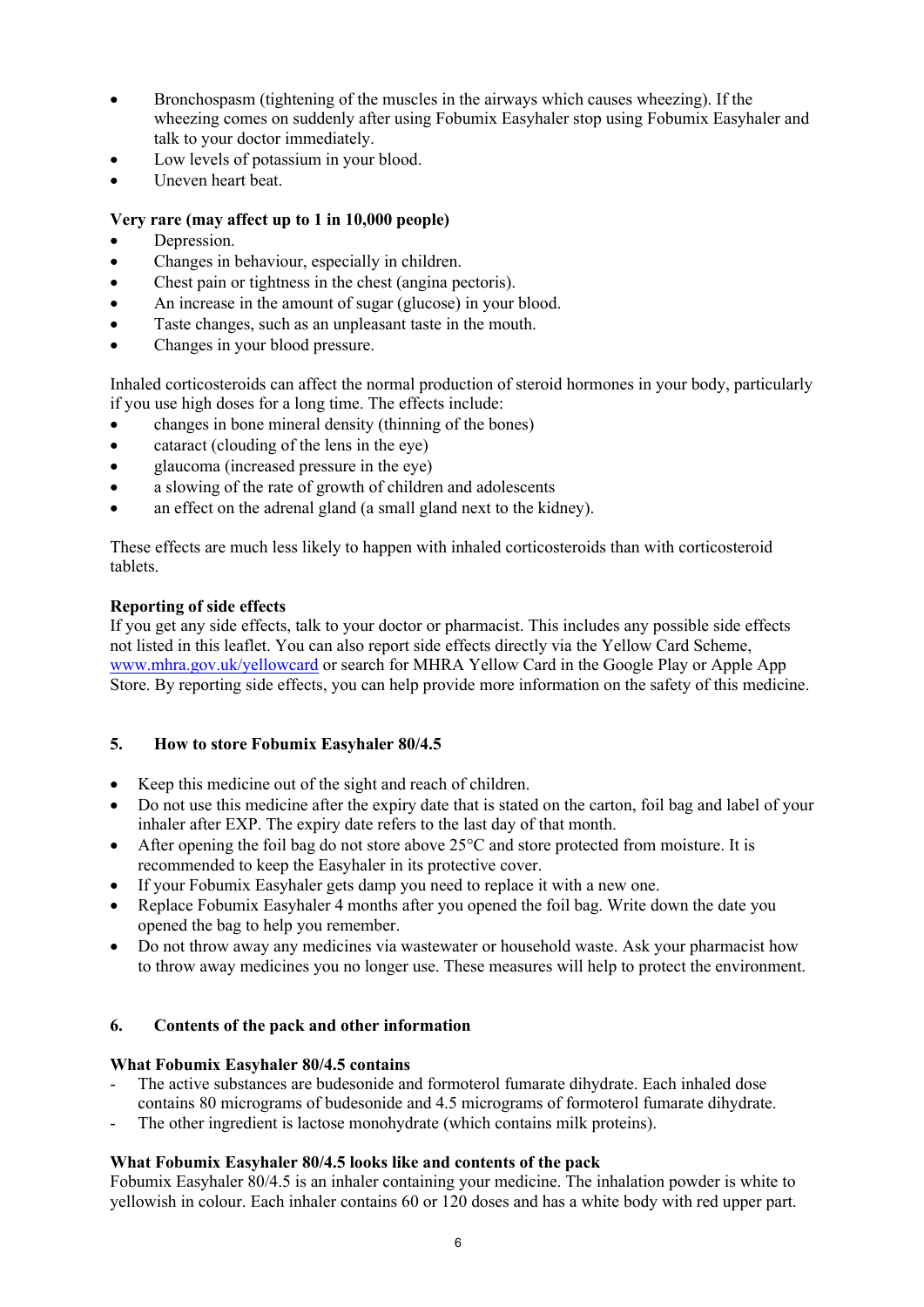- Bronchospasm (tightening of the muscles in the airways which causes wheezing). If the wheezing comes on suddenly after using Fobumix Easyhaler stop using Fobumix Easyhaler and talk to your doctor immediately.
- Low levels of potassium in your blood.
- Uneven heart beat.

**Very rare (may affect up to 1 in 10,000 people)**

- Depression.
- Changes in behaviour, especially in children.
- Chest pain or tightness in the chest (angina pectoris).
- An increase in the amount of sugar (glucose) in your blood.
- Taste changes, such as an unpleasant taste in the mouth.
- Changes in your blood pressure.

Inhaled corticosteroids can affect the normal production of steroid hormones in your body, particularly if you use high doses for a long time. The effects include:

- changes in bone mineral density (thinning of the bones)
- cataract (clouding of the lens in the eye)
- glaucoma (increased pressure in the eye)
- a slowing of the rate of growth of children and adolescents
- an effect on the adrenal gland (a small gland next to the kidney).

These effects are much less likely to happen with inhaled corticosteroids than with corticosteroid tablets.

**Reporting of side effects**

If you get any side effects, talk to your doctor or pharmacist. This includes any possible side effects not listed in this leaflet. You can also report side effects directly via the Yellow Card Scheme, www.mhra.gov.uk/yellowcard or search for MHRA Yellow Card in the Google Play or Apple App Store. By reporting side effects, you can help provide more information on the safety of this medicine.

## 5. How to store Fobumix Easyhaler 80/4.5

- Keep this medicine out of the sight and reach of children.
- Do not use this medicine after the expiry date that is stated on the carton, foil bag and label of your inhaler after EXP. The expiry date refers to the last day of that month.
- After opening the foil bag do not store above 25°C and store protected from moisture. It is recommended to keep the Easyhaler in its protective cover.
- If your Fobumix Easyhaler gets damp you need to replace it with a new one.
- Replace Fobumix Easyhaler 4 months after you opened the foil bag. Write down the date you opened the bag to help you remember.
- Do not throw away any medicines via wastewater or household waste. Ask your pharmacist how to throw away medicines you no longer use. These measures will help to protect the environment.

## 6. Contents of the pack and other information

**What Fobumix Easyhaler 80/4.5 contains**

- The active substances are budesonide and formoterol fumarate dihydrate. Each inhaled dose contains 80 micrograms of budesonide and 4.5 micrograms of formoterol fumarate dihydrate.
- The other ingredient is lactose monohydrate (which contains milk proteins).

**What Fobumix Easyhaler 80/4.5 looks like and contents of the pack**

Fobumix Easyhaler 80/4.5 is an inhaler containing your medicine. The inhalation powder is white to yellowish in colour. Each inhaler contains 60 or 120 doses and has a white body with red upper part.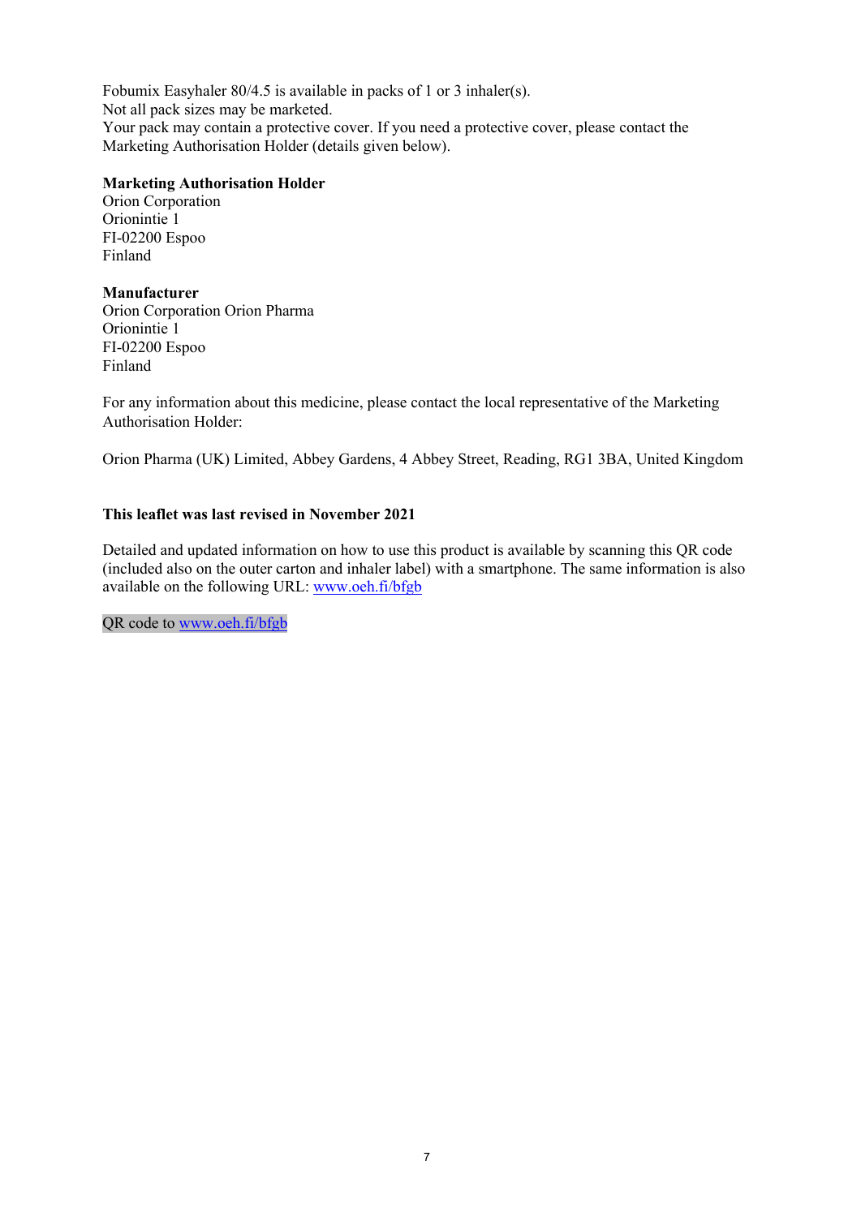Fobumix Easyhaler 80/4.5 is available in packs of 1 or 3 inhaler(s).
Not all pack sizes may be marketed.
Your pack may contain a protective cover. If you need a protective cover, please contact the Marketing Authorisation Holder (details given below).

**Marketing Authorisation Holder**
Orion Corporation
Orionintie 1
FI-02200 Espoo
Finland

**Manufacturer**
Orion Corporation Orion Pharma
Orionintie 1
FI-02200 Espoo
Finland

For any information about this medicine, please contact the local representative of the Marketing Authorisation Holder:

Orion Pharma (UK) Limited, Abbey Gardens, 4 Abbey Street, Reading, RG1 3BA, United Kingdom

**This leaflet was last revised in November 2021**

Detailed and updated information on how to use this product is available by scanning this QR code (included also on the outer carton and inhaler label) with a smartphone. The same information is also available on the following URL: www.oeh.fi/bfgb

QR code to www.oeh.fi/bfgb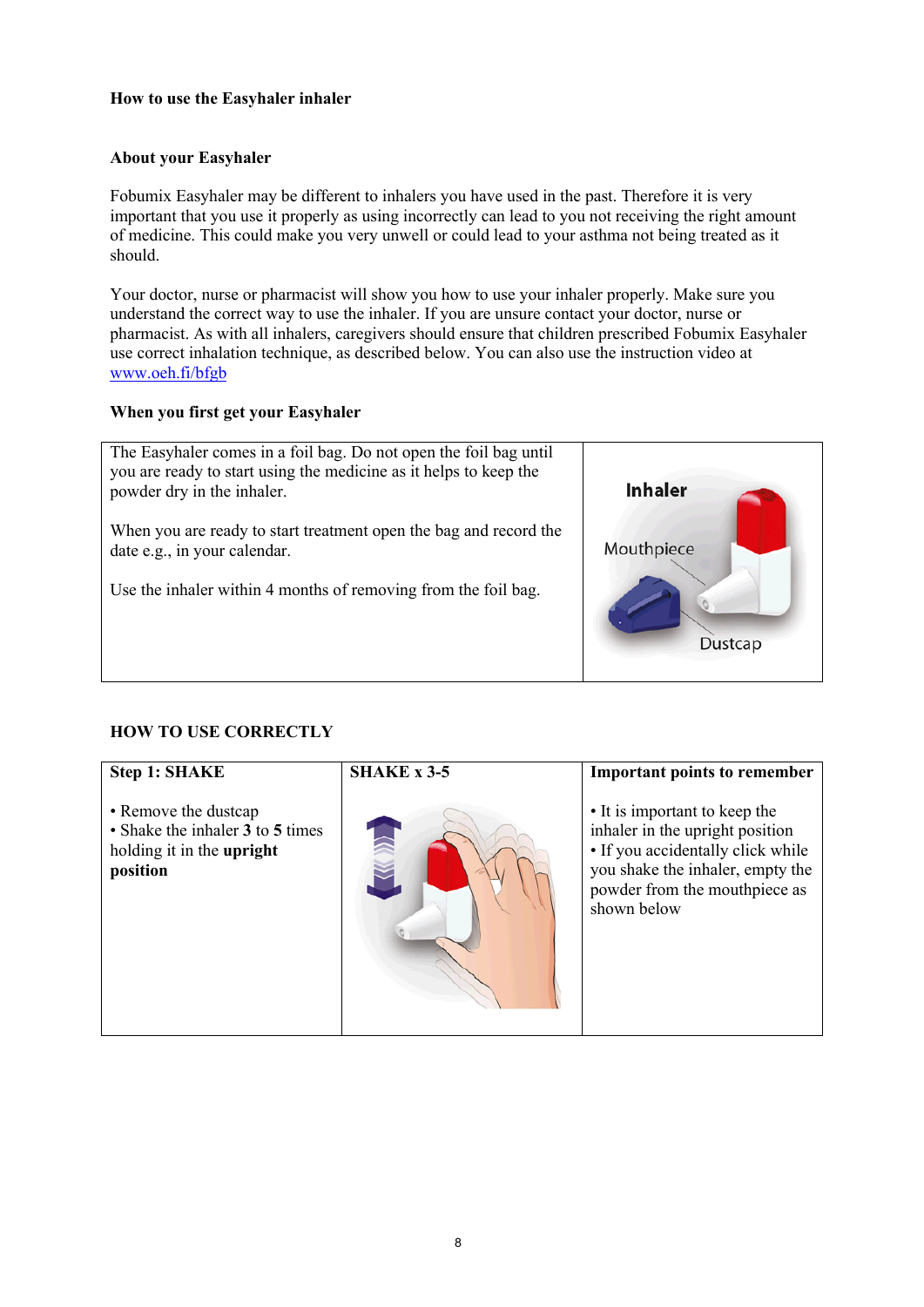**How to use the Easyhaler inhaler**

**About your Easyhaler**

Fobumix Easyhaler may be different to inhalers you have used in the past. Therefore it is very important that you use it properly as using incorrectly can lead to you not receiving the right amount of medicine. This could make you very unwell or could lead to your asthma not being treated as it should.

Your doctor, nurse or pharmacist will show you how to use your inhaler properly. Make sure you understand the correct way to use the inhaler. If you are unsure contact your doctor, nurse or pharmacist. As with all inhalers, caregivers should ensure that children prescribed Fobumix Easyhaler use correct inhalation technique, as described below. You can also use the instruction video at www.oeh.fi/bfgb

**When you first get your Easyhaler**

| | |
|---|---|
| The Easyhaler comes in a foil bag. Do not open the foil bag until you are ready to start using the medicine as it helps to keep the powder dry in the inhaler.<br><br>When you are ready to start treatment open the bag and record the date e.g., in your calendar.<br><br>Use the inhaler within 4 months of removing from the foil bag. | Inhaler<br>Mouthpiece<br>Dustcap |

**HOW TO USE CORRECTLY**

| **Step 1: SHAKE** | **SHAKE x 3-5** | **Important points to remember** |
|---|---|---|
| • Remove the dustcap<br>• Shake the inhaler **3** to **5** times holding it in the **upright position** | | • It is important to keep the inhaler in the upright position<br>• If you accidentally click while you shake the inhaler, empty the powder from the mouthpiece as shown below |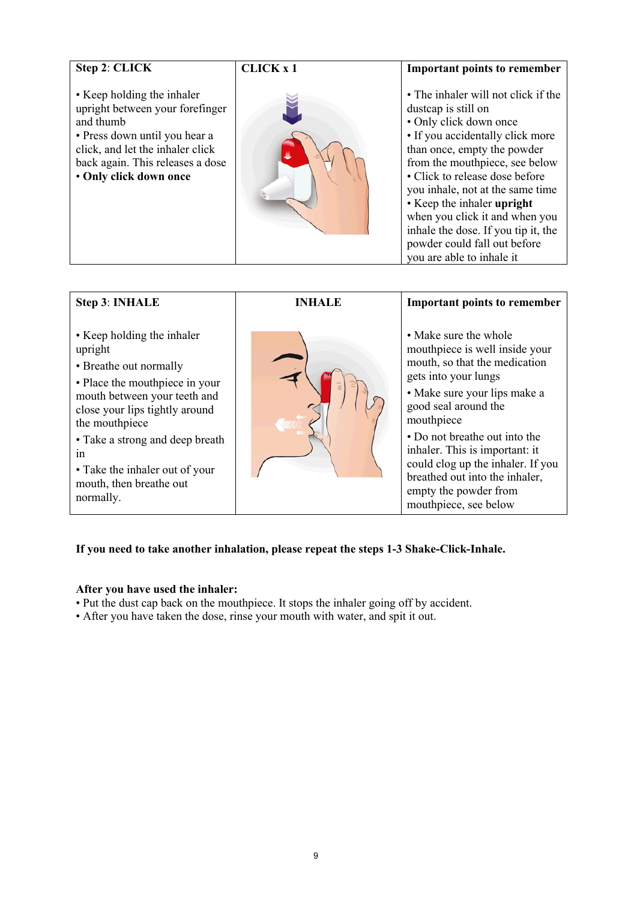| **Step 2**: **CLICK** | **CLICK x 1** | **Important points to remember** |
| --- | --- | --- |
| • Keep holding the inhaler upright between your forefinger and thumb<br>• Press down until you hear a click, and let the inhaler click back again. This releases a dose<br>• **Only click down once** | | • The inhaler will not click if the dustcap is still on<br>• Only click down once<br>• If you accidentally click more than once, empty the powder from the mouthpiece, see below<br>• Click to release dose before you inhale, not at the same time<br>• Keep the inhaler **upright** when you click it and when you inhale the dose. If you tip it, the powder could fall out before you are able to inhale it |

| **Step 3**: **INHALE** | **INHALE** | **Important points to remember** |
| --- | --- | --- |
| • Keep holding the inhaler upright<br>• Breathe out normally<br>• Place the mouthpiece in your mouth between your teeth and close your lips tightly around the mouthpiece<br>• Take a strong and deep breath in<br>• Take the inhaler out of your mouth, then breathe out normally. | | • Make sure the whole mouthpiece is well inside your mouth, so that the medication gets into your lungs<br>• Make sure your lips make a good seal around the mouthpiece<br>• Do not breathe out into the inhaler. This is important: it could clog up the inhaler. If you breathed out into the inhaler, empty the powder from mouthpiece, see below |

**If you need to take another inhalation, please repeat the steps 1-3 Shake-Click-Inhale.**

**After you have used the inhaler:**

• Put the dust cap back on the mouthpiece. It stops the inhaler going off by accident.
• After you have taken the dose, rinse your mouth with water, and spit it out.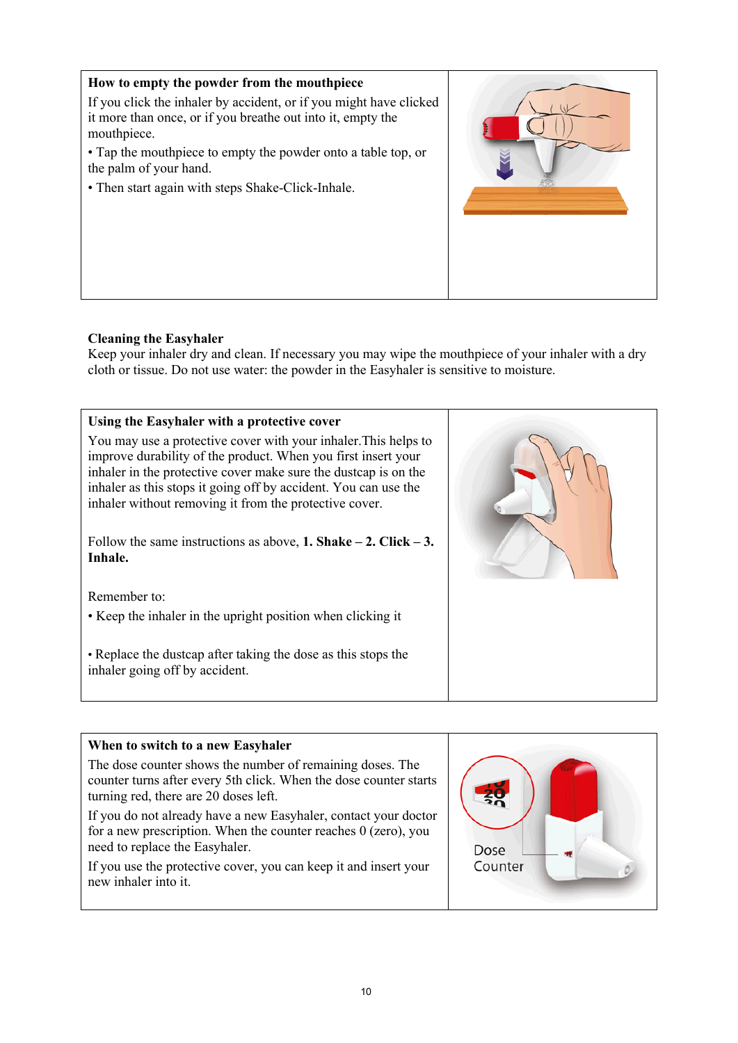**How to empty the powder from the mouthpiece**

If you click the inhaler by accident, or if you might have clicked it more than once, or if you breathe out into it, empty the mouthpiece.

- Tap the mouthpiece to empty the powder onto a table top, or the palm of your hand.
- Then start again with steps Shake-Click-Inhale.

**Cleaning the Easyhaler**

Keep your inhaler dry and clean. If necessary you may wipe the mouthpiece of your inhaler with a dry cloth or tissue. Do not use water: the powder in the Easyhaler is sensitive to moisture.

**Using the Easyhaler with a protective cover**

You may use a protective cover with your inhaler.This helps to improve durability of the product. When you first insert your inhaler in the protective cover make sure the dustcap is on the inhaler as this stops it going off by accident. You can use the inhaler without removing it from the protective cover.

Follow the same instructions as above, **1. Shake – 2. Click – 3. Inhale.**

Remember to:

- Keep the inhaler in the upright position when clicking it
- Replace the dustcap after taking the dose as this stops the inhaler going off by accident.

**When to switch to a new Easyhaler**

The dose counter shows the number of remaining doses. The counter turns after every 5th click. When the dose counter starts turning red, there are 20 doses left.

If you do not already have a new Easyhaler, contact your doctor for a new prescription. When the counter reaches 0 (zero), you need to replace the Easyhaler.

If you use the protective cover, you can keep it and insert your new inhaler into it.

Dose Counter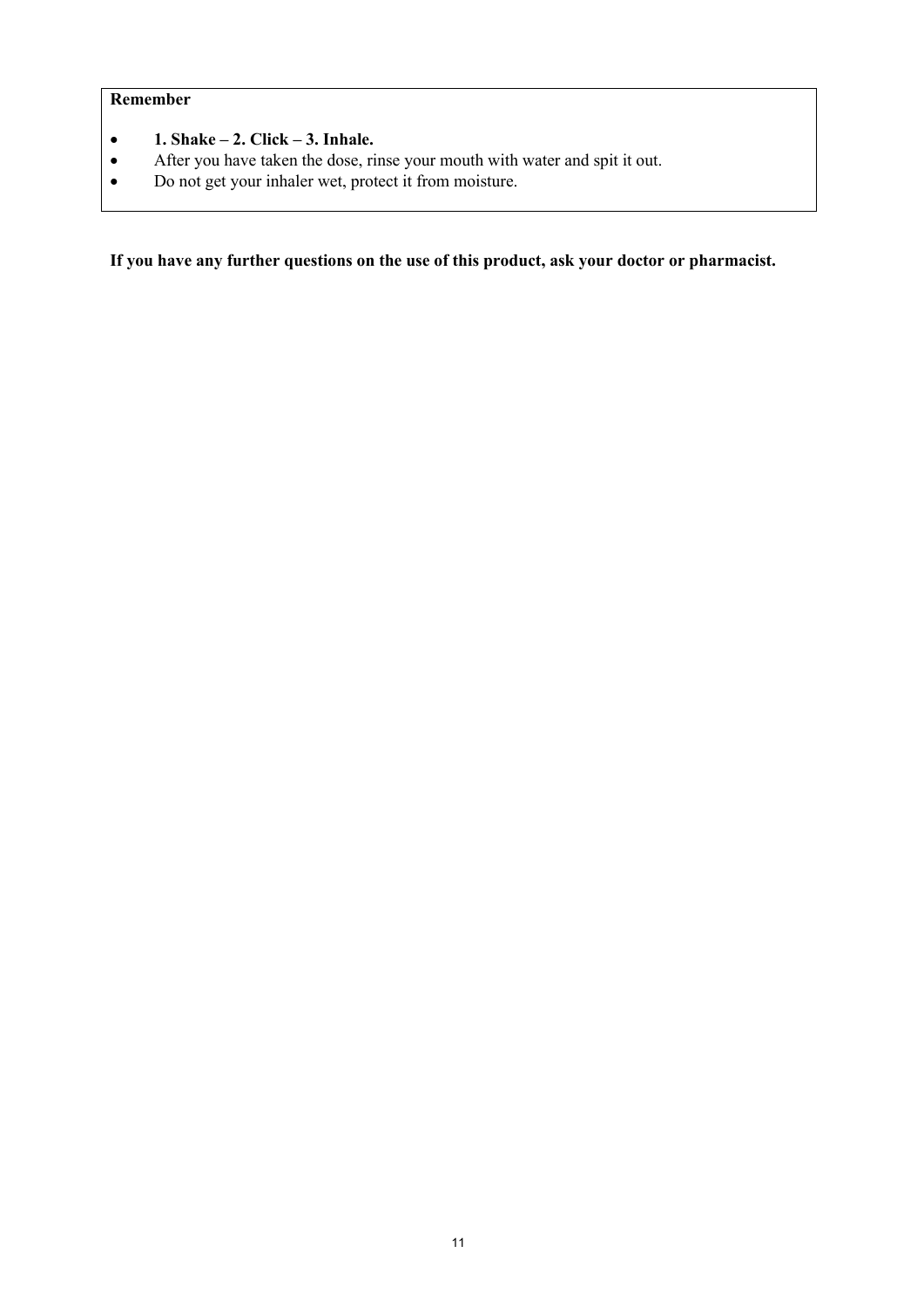**Remember**

- **1. Shake – 2. Click – 3. Inhale.**
- After you have taken the dose, rinse your mouth with water and spit it out.
- Do not get your inhaler wet, protect it from moisture.

**If you have any further questions on the use of this product, ask your doctor or pharmacist.**